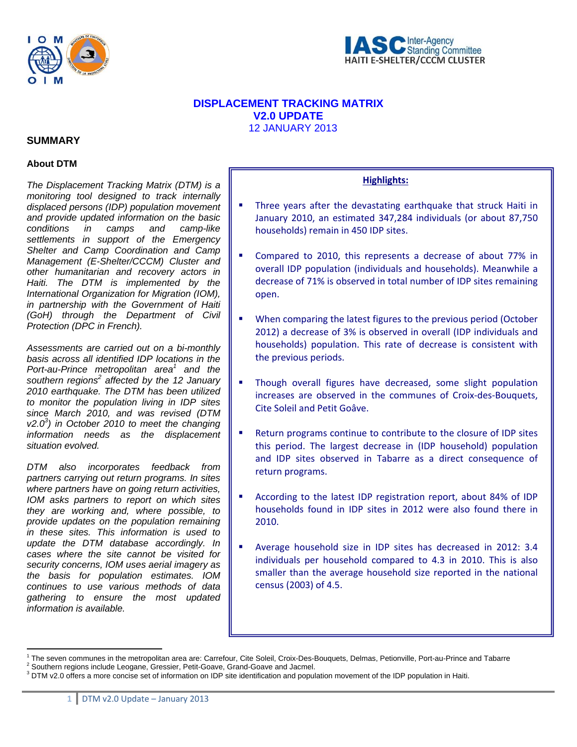IOM OIM

IASC Inter-Agency Standing Committee
HAITI E-SHELTER/CCCM CLUSTER

# DISPLACEMENT TRACKING MATRIX
## V2.0 UPDATE
12 JANUARY 2013

## SUMMARY

### About DTM

*The Displacement Tracking Matrix (DTM) is a monitoring tool designed to track internally displaced persons (IDP) population movement and provide updated information on the basic conditions in camps and camp-like settlements in support of the Emergency Shelter and Camp Coordination and Camp Management (E-Shelter/CCCM) Cluster and other humanitarian and recovery actors in Haiti. The DTM is implemented by the International Organization for Migration (IOM), in partnership with the Government of Haiti (GoH) through the Department of Civil Protection (DPC in French).*

*Assessments are carried out on a bi-monthly basis across all identified IDP locations in the Port-au-Prince metropolitan area[1] and the southern regions[2] affected by the 12 January 2010 earthquake. The DTM has been utilized to monitor the population living in IDP sites since March 2010, and was revised (DTM v2.0[3]) in October 2010 to meet the changing information needs as the displacement situation evolved.*

*DTM also incorporates feedback from partners carrying out return programs. In sites where partners have on going return activities, IOM asks partners to report on which sites they are working and, where possible, to provide updates on the population remaining in these sites. This information is used to update the DTM database accordingly. In cases where the site cannot be visited for security concerns, IOM uses aerial imagery as the basis for population estimates. IOM continues to use various methods of data gathering to ensure the most updated information is available.*

**Highlights:**

- Three years after the devastating earthquake that struck Haiti in January 2010, an estimated 347,284 individuals (or about 87,750 households) remain in 450 IDP sites.
- Compared to 2010, this represents a decrease of about 77% in overall IDP population (individuals and households). Meanwhile a decrease of 71% is observed in total number of IDP sites remaining open.
- When comparing the latest figures to the previous period (October 2012) a decrease of 3% is observed in overall (IDP individuals and households) population. This rate of decrease is consistent with the previous periods.
- Though overall figures have decreased, some slight population increases are observed in the communes of Croix-des-Bouquets, Cite Soleil and Petit Goâve.
- Return programs continue to contribute to the closure of IDP sites this period. The largest decrease in (IDP household) population and IDP sites observed in Tabarre as a direct consequence of return programs.
- According to the latest IDP registration report, about 84% of IDP households found in IDP sites in 2012 were also found there in 2010.
- Average household size in IDP sites has decreased in 2012: 3.4 individuals per household compared to 4.3 in 2010. This is also smaller than the average household size reported in the national census (2003) of 4.5.

---

[1] The seven communes in the metropolitan area are: Carrefour, Cite Soleil, Croix-Des-Bouquets, Delmas, Petionville, Port-au-Prince and Tabarre
[2] Southern regions include Leogane, Gressier, Petit-Goave, Grand-Goave and Jacmel.
[3] DTM v2.0 offers a more concise set of information on IDP site identification and population movement of the IDP population in Haiti.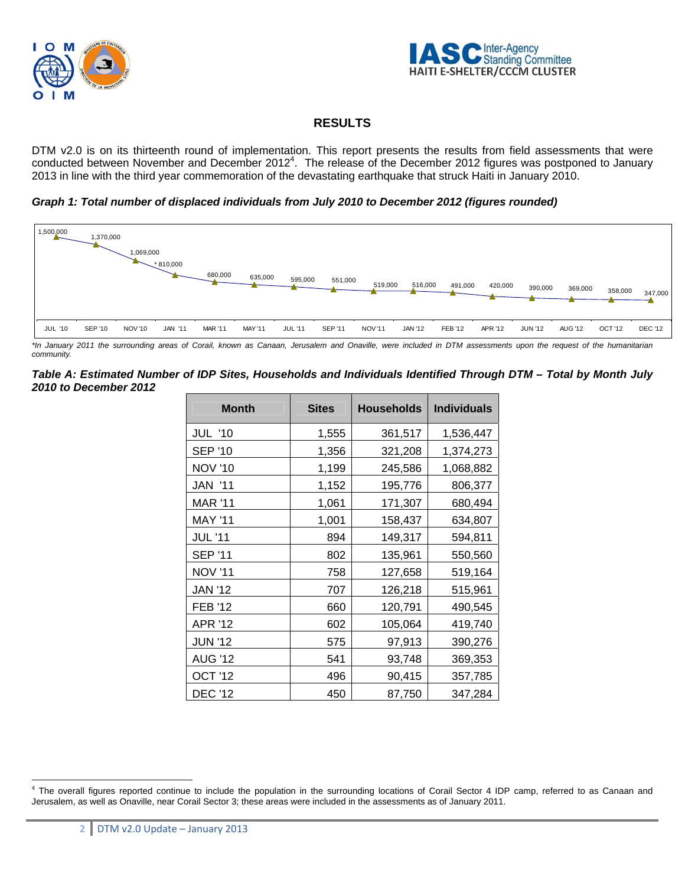## RESULTS

DTM v2.0 is on its thirteenth round of implementation. This report presents the results from field assessments that were conducted between November and December 2012[4]. The release of the December 2012 figures was postponed to January 2013 in line with the third year commemoration of the devastating earthquake that struck Haiti in January 2010.

***Graph 1: Total number of displaced individuals from July 2010 to December 2012 (figures rounded)***

| JUL '10 | SEP '10 | NOV '10 | JAN '11 | MAR '11 | MAY '11 | JUL '11 | SEP '11 | NOV '11 | JAN '12 | FEB '12 | APR '12 | JUN '12 | AUG '12 | OCT '12 | DEC '12 |
|---|---|---|---|---|---|---|---|---|---|---|---|---|---|---|---|
| 1,500,000 | 1,370,000 | 1,069,000 | * 810,000 | 680,000 | 635,000 | 595,000 | 551,000 | 519,000 | 516,000 | 491,000 | 420,000 | 390,000 | 369,000 | 358,000 | 347,000 |

*\*In January 2011 the surrounding areas of Corail, known as Canaan, Jerusalem and Onaville, were included in DTM assessments upon the request of the humanitarian community.*

***Table A: Estimated Number of IDP Sites, Households and Individuals Identified Through DTM – Total by Month July 2010 to December 2012***

| Month | Sites | Households | Individuals |
|---|---|---|---|
| JUL '10 | 1,555 | 361,517 | 1,536,447 |
| SEP '10 | 1,356 | 321,208 | 1,374,273 |
| NOV '10 | 1,199 | 245,586 | 1,068,882 |
| JAN '11 | 1,152 | 195,776 | 806,377 |
| MAR '11 | 1,061 | 171,307 | 680,494 |
| MAY '11 | 1,001 | 158,437 | 634,807 |
| JUL '11 | 894 | 149,317 | 594,811 |
| SEP '11 | 802 | 135,961 | 550,560 |
| NOV '11 | 758 | 127,658 | 519,164 |
| JAN '12 | 707 | 126,218 | 515,961 |
| FEB '12 | 660 | 120,791 | 490,545 |
| APR '12 | 602 | 105,064 | 419,740 |
| JUN '12 | 575 | 97,913 | 390,276 |
| AUG '12 | 541 | 93,748 | 369,353 |
| OCT '12 | 496 | 90,415 | 357,785 |
| DEC '12 | 450 | 87,750 | 347,284 |

[4] The overall figures reported continue to include the population in the surrounding locations of Corail Sector 4 IDP camp, referred to as Canaan and Jerusalem, as well as Onaville, near Corail Sector 3; these areas were included in the assessments as of January 2011.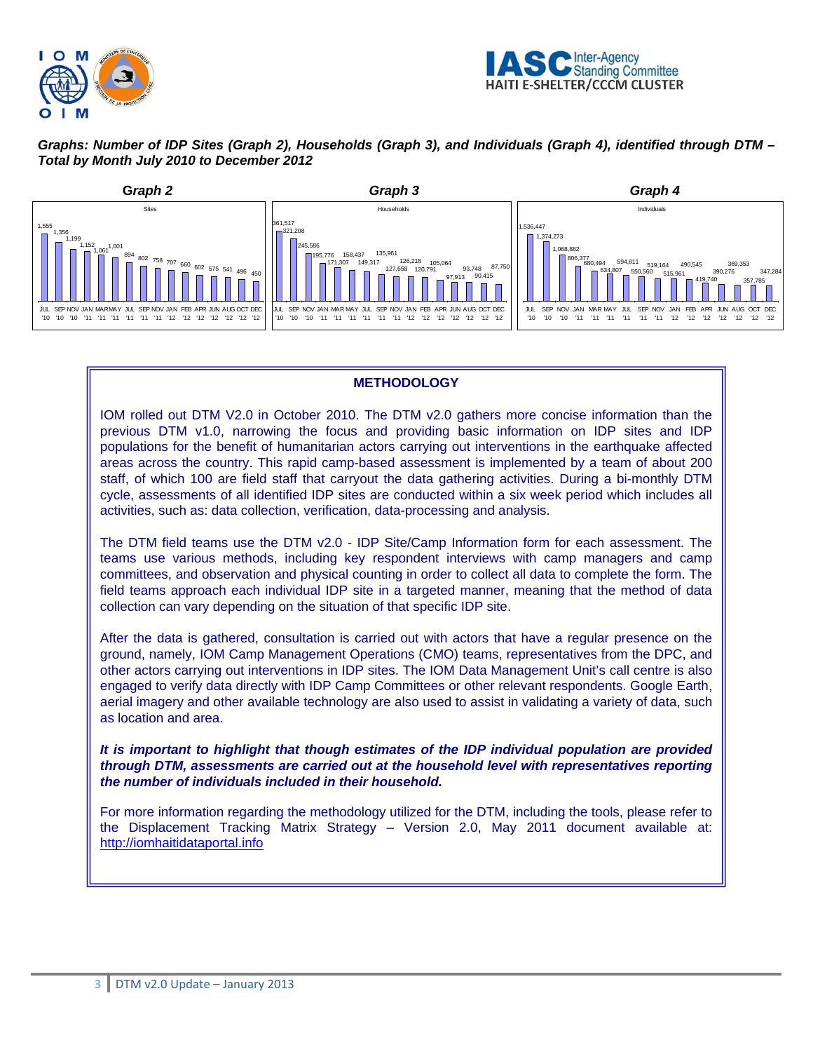***Graphs: Number of IDP Sites (Graph 2), Households (Graph 3), and Individuals (Graph 4), identified through DTM – Total by Month July 2010 to December 2012***

**Graph 2**

Sites

| JUL '10 | SEP '10 | NOV '10 | JAN '11 | MAR '11 | MAY '11 | JUL '11 | SEP '11 | NOV '11 | JAN '12 | FEB '12 | APR '12 | JUN '12 | AUG '12 | OCT '12 | DEC '12 |
|---|---|---|---|---|---|---|---|---|---|---|---|---|---|---|---|
| 1,555 | 1,356 | 1,199 | 1,152 | 1,061 | 1,001 | 894 | 802 | 758 | 707 | 660 | 602 | 575 | 541 | 496 | 450 |

**Graph 3**

Households

| JUL '10 | SEP '10 | NOV '10 | JAN '11 | MAR '11 | MAY '11 | JUL '11 | SEP '11 | NOV '11 | JAN '12 | FEB '12 | APR '12 | JUN '12 | AUG '12 | OCT '12 | DEC '12 |
|---|---|---|---|---|---|---|---|---|---|---|---|---|---|---|---|
| 361,517 | 321,208 | 245,586 | 195,776 | 171,307 | 158,437 | 149,317 | 135,961 | 127,658 | 126,218 | 120,791 | 105,064 | 97,913 | 93,748 | 90,415 | 87,750 |

**Graph 4**

Individuals

| JUL '10 | SEP '10 | NOV '10 | JAN '11 | MAR '11 | MAY '11 | JUL '11 | SEP '11 | NOV '11 | JAN '12 | FEB '12 | APR '12 | JUN '12 | AUG '12 | OCT '12 | DEC '12 |
|---|---|---|---|---|---|---|---|---|---|---|---|---|---|---|---|
| 1,536,447 | 1,374,273 | 1,068,882 | 806,377 | 680,494 | 634,807 | 594,811 | 550,560 | 519,164 | 515,961 | 490,545 | 419,740 | 390,276 | 369,353 | 357,785 | 347,284 |

## METHODOLOGY

IOM rolled out DTM V2.0 in October 2010. The DTM v2.0 gathers more concise information than the previous DTM v1.0, narrowing the focus and providing basic information on IDP sites and IDP populations for the benefit of humanitarian actors carrying out interventions in the earthquake affected areas across the country. This rapid camp-based assessment is implemented by a team of about 200 staff, of which 100 are field staff that carryout the data gathering activities. During a bi-monthly DTM cycle, assessments of all identified IDP sites are conducted within a six week period which includes all activities, such as: data collection, verification, data-processing and analysis.

The DTM field teams use the DTM v2.0 - IDP Site/Camp Information form for each assessment. The teams use various methods, including key respondent interviews with camp managers and camp committees, and observation and physical counting in order to collect all data to complete the form. The field teams approach each individual IDP site in a targeted manner, meaning that the method of data collection can vary depending on the situation of that specific IDP site.

After the data is gathered, consultation is carried out with actors that have a regular presence on the ground, namely, IOM Camp Management Operations (CMO) teams, representatives from the DPC, and other actors carrying out interventions in IDP sites. The IOM Data Management Unit's call centre is also engaged to verify data directly with IDP Camp Committees or other relevant respondents. Google Earth, aerial imagery and other available technology are also used to assist in validating a variety of data, such as location and area.

***It is important to highlight that though estimates of the IDP individual population are provided through DTM, assessments are carried out at the household level with representatives reporting the number of individuals included in their household.***

For more information regarding the methodology utilized for the DTM, including the tools, please refer to the Displacement Tracking Matrix Strategy – Version 2.0, May 2011 document available at: http://iomhaitidataportal.info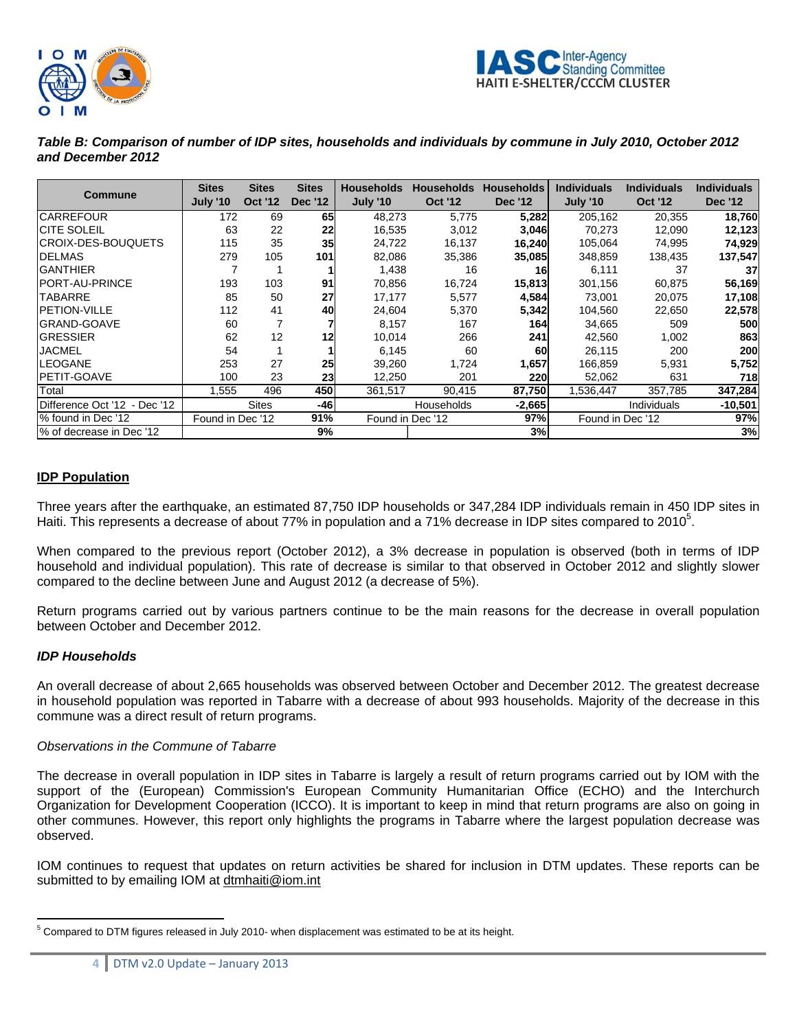***Table B: Comparison of number of IDP sites, households and individuals by commune in July 2010, October 2012 and December 2012***

| Commune | Sites July '10 | Sites Oct '12 | Sites Dec '12 | Households July '10 | Households Oct '12 | Households Dec '12 | Individuals July '10 | Individuals Oct '12 | Individuals Dec '12 |
|---|---|---|---|---|---|---|---|---|---|
| CARREFOUR | 172 | 69 | **65** | 48,273 | 5,775 | **5,282** | 205,162 | 20,355 | **18,760** |
| CITE SOLEIL | 63 | 22 | **22** | 16,535 | 3,012 | **3,046** | 70,273 | 12,090 | **12,123** |
| CROIX-DES-BOUQUETS | 115 | 35 | **35** | 24,722 | 16,137 | **16,240** | 105,064 | 74,995 | **74,929** |
| DELMAS | 279 | 105 | **101** | 82,086 | 35,386 | **35,085** | 348,859 | 138,435 | **137,547** |
| GANTHIER | 7 | 1 | **1** | 1,438 | 16 | **16** | 6,111 | 37 | **37** |
| PORT-AU-PRINCE | 193 | 103 | **91** | 70,856 | 16,724 | **15,813** | 301,156 | 60,875 | **56,169** |
| TABARRE | 85 | 50 | **27** | 17,177 | 5,577 | **4,584** | 73,001 | 20,075 | **17,108** |
| PETION-VILLE | 112 | 41 | **40** | 24,604 | 5,370 | **5,342** | 104,560 | 22,650 | **22,578** |
| GRAND-GOAVE | 60 | 7 | **7** | 8,157 | 167 | **164** | 34,665 | 509 | **500** |
| GRESSIER | 62 | 12 | **12** | 10,014 | 266 | **241** | 42,560 | 1,002 | **863** |
| JACMEL | 54 | 1 | **1** | 6,145 | 60 | **60** | 26,115 | 200 | **200** |
| LEOGANE | 253 | 27 | **25** | 39,260 | 1,724 | **1,657** | 166,859 | 5,931 | **5,752** |
| PETIT-GOAVE | 100 | 23 | **23** | 12,250 | 201 | **220** | 52,062 | 631 | **718** |
| Total | 1,555 | 496 | **450** | 361,517 | 90,415 | **87,750** | 1,536,447 | 357,785 | **347,284** |
| Difference Oct '12 - Dec '12 | | Sites | **-46** | | Households | **-2,665** | | Individuals | **-10,501** |
| % found in Dec '12 | Found in Dec '12 | | **91%** | Found in Dec '12 | | **97%** | Found in Dec '12 | | **97%** |
| % of decrease in Dec '12 | | | **9%** | | | **3%** | | | **3%** |

## IDP Population

Three years after the earthquake, an estimated 87,750 IDP households or 347,284 IDP individuals remain in 450 IDP sites in Haiti. This represents a decrease of about 77% in population and a 71% decrease in IDP sites compared to 2010[5].

When compared to the previous report (October 2012), a 3% decrease in population is observed (both in terms of IDP household and individual population). This rate of decrease is similar to that observed in October 2012 and slightly slower compared to the decline between June and August 2012 (a decrease of 5%).

Return programs carried out by various partners continue to be the main reasons for the decrease in overall population between October and December 2012.

### *IDP Households*

An overall decrease of about 2,665 households was observed between October and December 2012. The greatest decrease in household population was reported in Tabarre with a decrease of about 993 households. Majority of the decrease in this commune was a direct result of return programs.

*Observations in the Commune of Tabarre*

The decrease in overall population in IDP sites in Tabarre is largely a result of return programs carried out by IOM with the support of the (European) Commission's European Community Humanitarian Office (ECHO) and the Interchurch Organization for Development Cooperation (ICCO). It is important to keep in mind that return programs are also on going in other communes. However, this report only highlights the programs in Tabarre where the largest population decrease was observed.

IOM continues to request that updates on return activities be shared for inclusion in DTM updates. These reports can be submitted to by emailing IOM at dtmhaiti@iom.int

[5] Compared to DTM figures released in July 2010- when displacement was estimated to be at its height.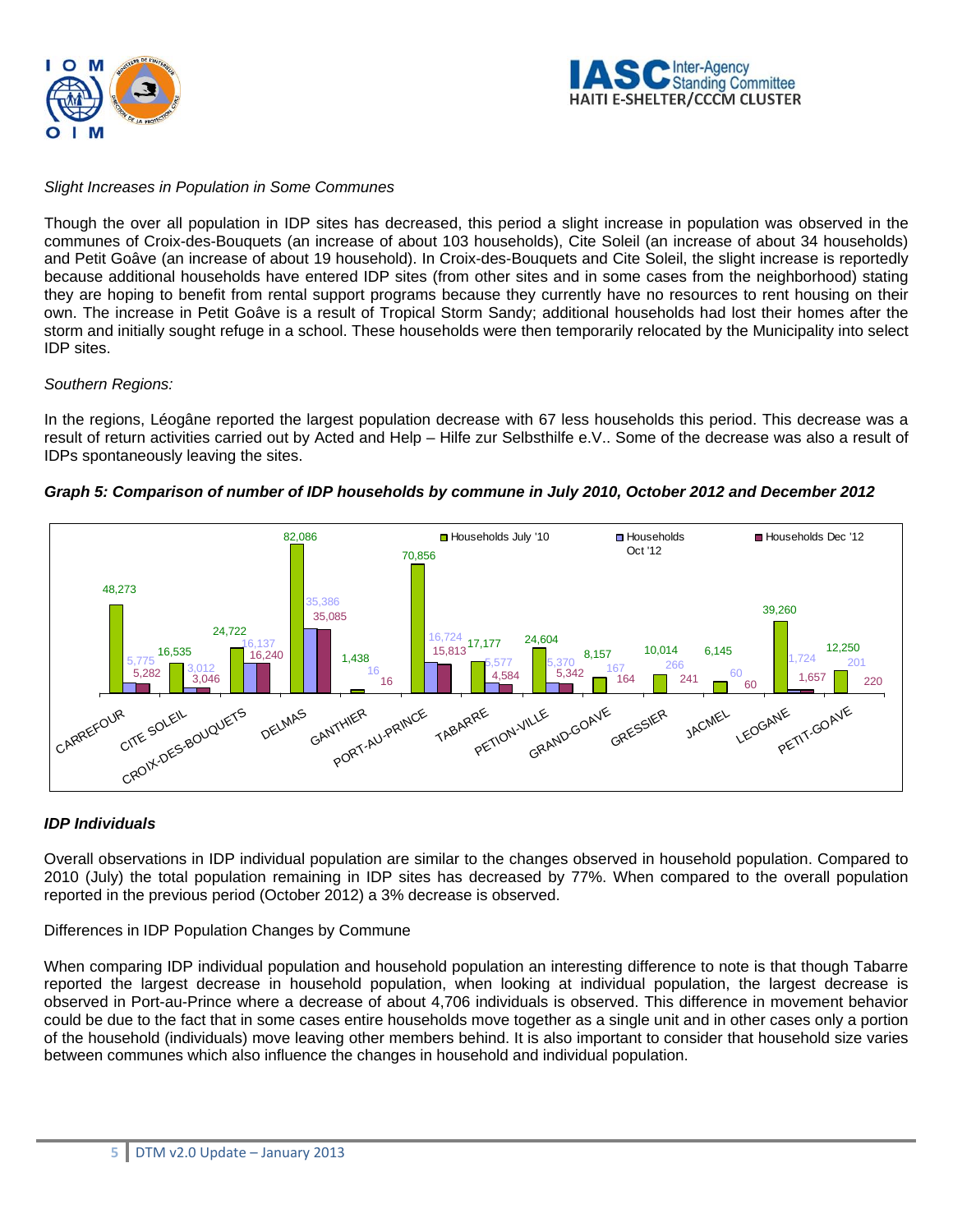*Slight Increases in Population in Some Communes*

Though the over all population in IDP sites has decreased, this period a slight increase in population was observed in the communes of Croix-des-Bouquets (an increase of about 103 households), Cite Soleil (an increase of about 34 households) and Petit Goâve (an increase of about 19 household). In Croix-des-Bouquets and Cite Soleil, the slight increase is reportedly because additional households have entered IDP sites (from other sites and in some cases from the neighborhood) stating they are hoping to benefit from rental support programs because they currently have no resources to rent housing on their own. The increase in Petit Goâve is a result of Tropical Storm Sandy; additional households had lost their homes after the storm and initially sought refuge in a school. These households were then temporarily relocated by the Municipality into select IDP sites.

*Southern Regions:*

In the regions, Léogâne reported the largest population decrease with 67 less households this period. This decrease was a result of return activities carried out by Acted and Help – Hilfe zur Selbsthilfe e.V.. Some of the decrease was also a result of IDPs spontaneously leaving the sites.

***Graph 5: Comparison of number of IDP households by commune in July 2010, October 2012 and December 2012***

| Commune | Households July '10 | Households Oct '12 | Households Dec '12 |
|---|---|---|---|
| CARREFOUR | 48,273 | 5,775 | 5,282 |
| CITE SOLEIL | 16,535 | 3,012 | 3,046 |
| CROIX-DES-BOUQUETS | 24,722 | 16,137 | 16,240 |
| DELMAS | 82,086 | 35,386 | 35,085 |
| GANTHIER | 1,438 | 16 | 16 |
| PORT-AU-PRINCE | 70,856 | 16,724 | 15,813 |
| TABARRE | 17,177 | 5,577 | 4,584 |
| PETION-VILLE | 24,604 | 5,370 | 5,342 |
| GRAND-GOAVE | 8,157 | 167 | 164 |
| GRESSIER | 10,014 | 266 | 241 |
| JACMEL | 6,145 | 60 | 60 |
| LEOGANE | 39,260 | 1,724 | 1,657 |
| PETIT-GOAVE | 12,250 | 201 | 220 |

### *IDP Individuals*

Overall observations in IDP individual population are similar to the changes observed in household population. Compared to 2010 (July) the total population remaining in IDP sites has decreased by 77%. When compared to the overall population reported in the previous period (October 2012) a 3% decrease is observed.

Differences in IDP Population Changes by Commune

When comparing IDP individual population and household population an interesting difference to note is that though Tabarre reported the largest decrease in household population, when looking at individual population, the largest decrease is observed in Port-au-Prince where a decrease of about 4,706 individuals is observed. This difference in movement behavior could be due to the fact that in some cases entire households move together as a single unit and in other cases only a portion of the household (individuals) move leaving other members behind. It is also important to consider that household size varies between communes which also influence the changes in household and individual population.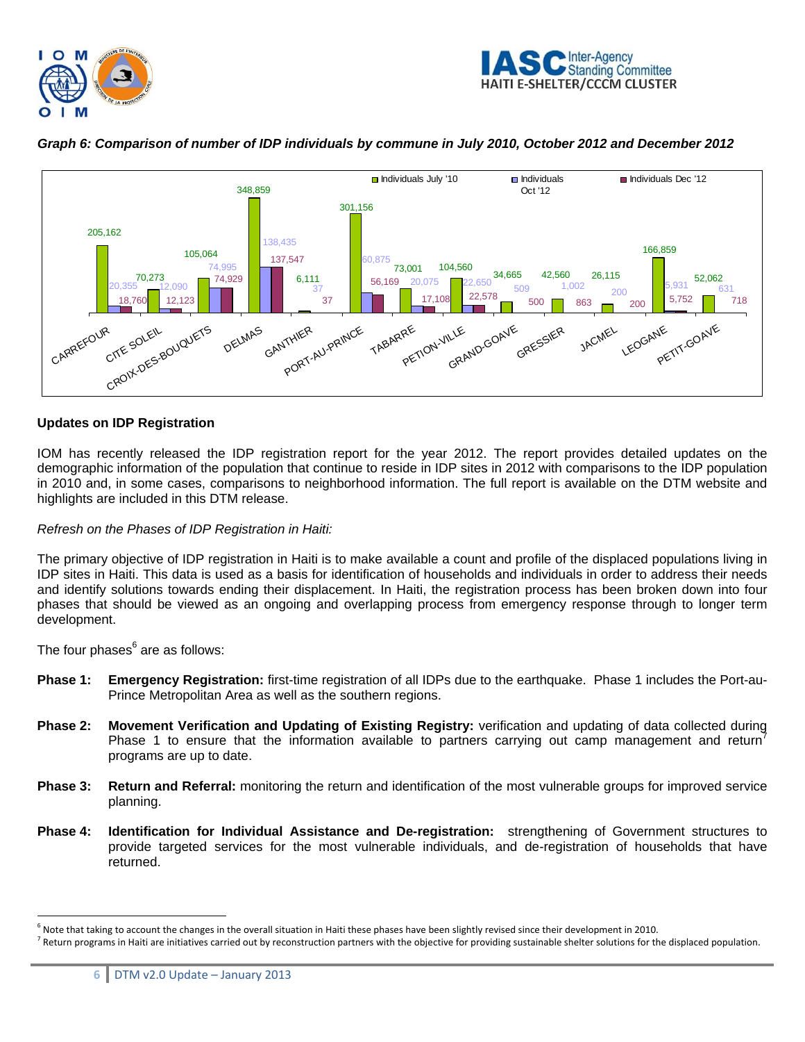*Graph 6: Comparison of number of IDP individuals by commune in July 2010, October 2012 and December 2012*

| Commune | Individuals July '10 | Individuals Oct '12 | Individuals Dec '12 |
|---|---|---|---|
| CARREFOUR | 205,162 | 20,355 | 18,760 |
| CITE SOLEIL | 70,273 | 12,090 | 12,123 |
| CROIX-DES-BOUQUETS | 105,064 | 74,995 | 74,929 |
| DELMAS | 348,859 | 138,435 | 137,547 |
| GANTHIER | 6,111 | 37 | 37 |
| PORT-AU-PRINCE | 301,156 | 60,875 | 56,169 |
| TABARRE | 73,001 | 20,075 | 17,108 |
| PETION-VILLE | 104,560 | 22,650 | 22,578 |
| GRAND-GOAVE | 34,665 | 509 | 500 |
| GRESSIER | 42,560 | 1,002 | 863 |
| JACMEL | 26,115 | 200 | 200 |
| LEOGANE | 166,859 | 5,931 | 5,752 |
| PETIT-GOAVE | 52,062 | 631 | 718 |

**Updates on IDP Registration**

IOM has recently released the IDP registration report for the year 2012. The report provides detailed updates on the demographic information of the population that continue to reside in IDP sites in 2012 with comparisons to the IDP population in 2010 and, in some cases, comparisons to neighborhood information. The full report is available on the DTM website and highlights are included in this DTM release.

*Refresh on the Phases of IDP Registration in Haiti:*

The primary objective of IDP registration in Haiti is to make available a count and profile of the displaced populations living in IDP sites in Haiti. This data is used as a basis for identification of households and individuals in order to address their needs and identify solutions towards ending their displacement. In Haiti, the registration process has been broken down into four phases that should be viewed as an ongoing and overlapping process from emergency response through to longer term development.

The four phases[6] are as follows:

- **Phase 1: Emergency Registration:** first-time registration of all IDPs due to the earthquake. Phase 1 includes the Port-au-Prince Metropolitan Area as well as the southern regions.
- **Phase 2: Movement Verification and Updating of Existing Registry:** verification and updating of data collected during Phase 1 to ensure that the information available to partners carrying out camp management and return[7] programs are up to date.
- **Phase 3: Return and Referral:** monitoring the return and identification of the most vulnerable groups for improved service planning.
- **Phase 4: Identification for Individual Assistance and De-registration:** strengthening of Government structures to provide targeted services for the most vulnerable individuals, and de-registration of households that have returned.

---

[6] Note that taking to account the changes in the overall situation in Haiti these phases have been slightly revised since their development in 2010.

[7] Return programs in Haiti are initiatives carried out by reconstruction partners with the objective for providing sustainable shelter solutions for the displaced population.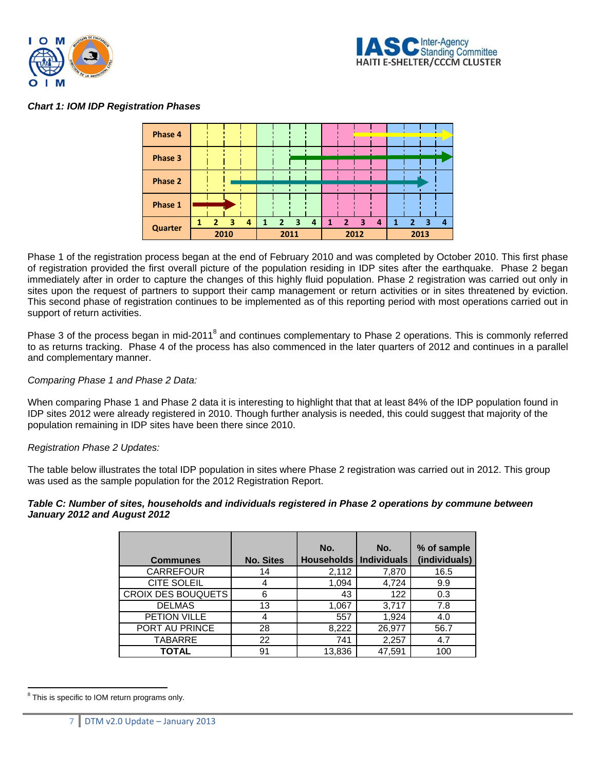*Chart 1: IOM IDP Registration Phases*

| | 2010 Q1 | 2010 Q2 | 2010 Q3 | 2010 Q4 | 2011 Q1 | 2011 Q2 | 2011 Q3 | 2011 Q4 | 2012 Q1 | 2012 Q2 | 2012 Q3 | 2012 Q4 | 2013 Q1 | 2013 Q2 | 2013 Q3 | 2013 Q4 |
|---|---|---|---|---|---|---|---|---|---|---|---|---|---|---|---|---|
| Phase 4 | | | | | | | | | | | → | → | → | → | → | → |
| Phase 3 | | | | | | | → | → | → | → | → | → | → | → | → | → |
| Phase 2 | | | → | → | → | → | → | → | → | → | → | → | → | → | → | |
| Phase 1 | → | → | → | | | | | | | | | | | | | |

Phase 1 of the registration process began at the end of February 2010 and was completed by October 2010. This first phase of registration provided the first overall picture of the population residing in IDP sites after the earthquake. Phase 2 began immediately after in order to capture the changes of this highly fluid population. Phase 2 registration was carried out only in sites upon the request of partners to support their camp management or return activities or in sites threatened by eviction. This second phase of registration continues to be implemented as of this reporting period with most operations carried out in support of return activities.

Phase 3 of the process began in mid-2011[8] and continues complementary to Phase 2 operations. This is commonly referred to as returns tracking. Phase 4 of the process has also commenced in the later quarters of 2012 and continues in a parallel and complementary manner.

*Comparing Phase 1 and Phase 2 Data:*

When comparing Phase 1 and Phase 2 data it is interesting to highlight that that at least 84% of the IDP population found in IDP sites 2012 were already registered in 2010. Though further analysis is needed, this could suggest that majority of the population remaining in IDP sites have been there since 2010.

*Registration Phase 2 Updates:*

The table below illustrates the total IDP population in sites where Phase 2 registration was carried out in 2012. This group was used as the sample population for the 2012 Registration Report.

***Table C: Number of sites, households and individuals registered in Phase 2 operations by commune between January 2012 and August 2012***

| Communes | No. Sites | No. Households | No. Individuals | % of sample (individuals) |
|---|---|---|---|---|
| CARREFOUR | 14 | 2,112 | 7,870 | 16.5 |
| CITE SOLEIL | 4 | 1,094 | 4,724 | 9.9 |
| CROIX DES BOUQUETS | 6 | 43 | 122 | 0.3 |
| DELMAS | 13 | 1,067 | 3,717 | 7.8 |
| PETION VILLE | 4 | 557 | 1,924 | 4.0 |
| PORT AU PRINCE | 28 | 8,222 | 26,977 | 56.7 |
| TABARRE | 22 | 741 | 2,257 | 4.7 |
| **TOTAL** | 91 | 13,836 | 47,591 | 100 |

[8] This is specific to IOM return programs only.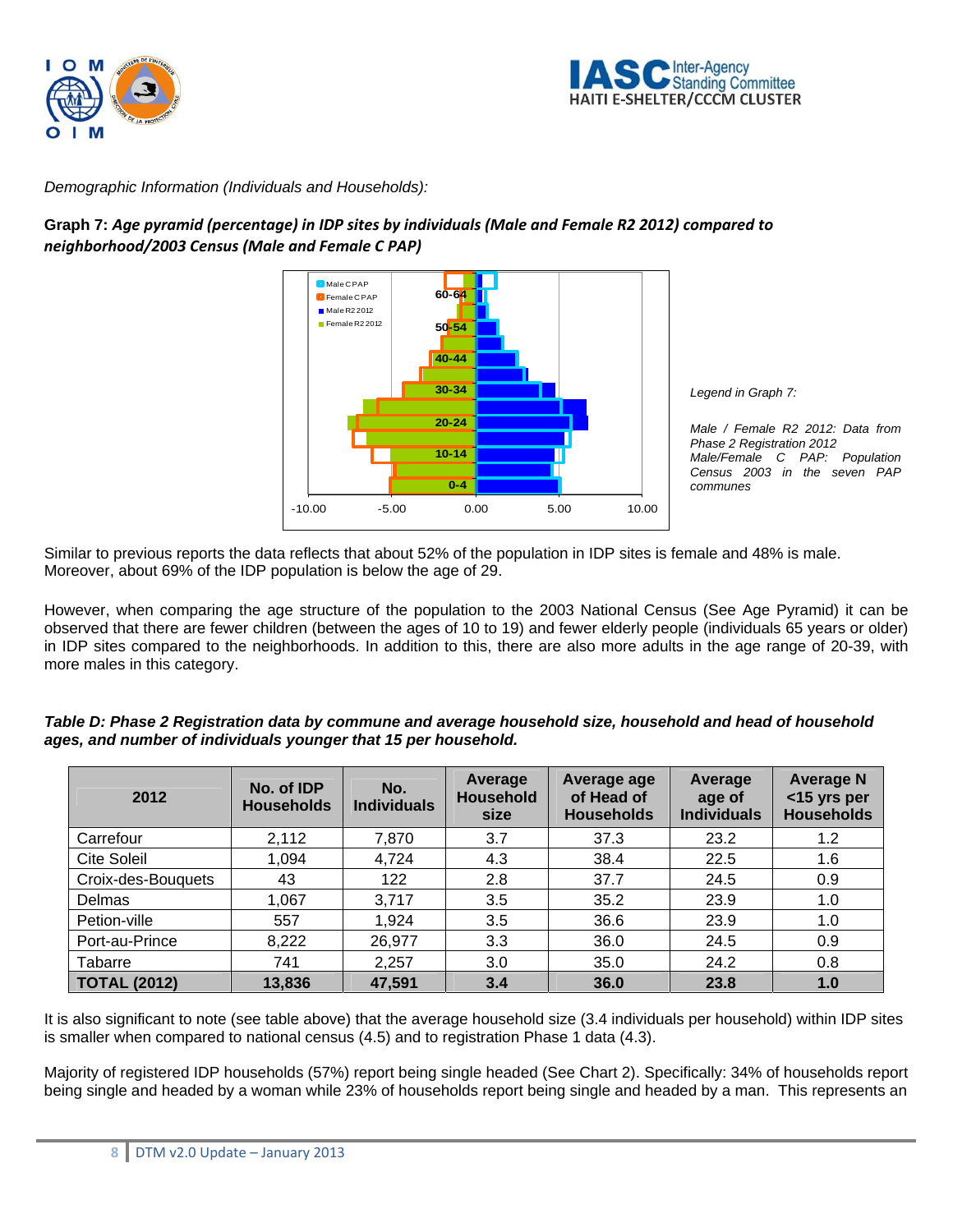*Demographic Information (Individuals and Households):*

**Graph 7: *Age pyramid (percentage) in IDP sites by individuals (Male and Female R2 2012) compared to neighborhood/2003 Census (Male and Female C PAP)***

*Legend in Graph 7:*

*Male / Female R2 2012: Data from Phase 2 Registration 2012*
*Male/Female C PAP: Population Census 2003 in the seven PAP communes*

Similar to previous reports the data reflects that about 52% of the population in IDP sites is female and 48% is male. Moreover, about 69% of the IDP population is below the age of 29.

However, when comparing the age structure of the population to the 2003 National Census (See Age Pyramid) it can be observed that there are fewer children (between the ages of 10 to 19) and fewer elderly people (individuals 65 years or older) in IDP sites compared to the neighborhoods. In addition to this, there are also more adults in the age range of 20-39, with more males in this category.

***Table D: Phase 2 Registration data by commune and average household size, household and head of household ages, and number of individuals younger that 15 per household.***

| 2012 | No. of IDP Households | No. Individuals | Average Household size | Average age of Head of Households | Average age of Individuals | Average N <15 yrs per Households |
|---|---|---|---|---|---|---|
| Carrefour | 2,112 | 7,870 | 3.7 | 37.3 | 23.2 | 1.2 |
| Cite Soleil | 1,094 | 4,724 | 4.3 | 38.4 | 22.5 | 1.6 |
| Croix-des-Bouquets | 43 | 122 | 2.8 | 37.7 | 24.5 | 0.9 |
| Delmas | 1,067 | 3,717 | 3.5 | 35.2 | 23.9 | 1.0 |
| Petion-ville | 557 | 1,924 | 3.5 | 36.6 | 23.9 | 1.0 |
| Port-au-Prince | 8,222 | 26,977 | 3.3 | 36.0 | 24.5 | 0.9 |
| Tabarre | 741 | 2,257 | 3.0 | 35.0 | 24.2 | 0.8 |
| **TOTAL (2012)** | **13,836** | **47,591** | **3.4** | **36.0** | **23.8** | **1.0** |

It is also significant to note (see table above) that the average household size (3.4 individuals per household) within IDP sites is smaller when compared to national census (4.5) and to registration Phase 1 data (4.3).

Majority of registered IDP households (57%) report being single headed (See Chart 2). Specifically: 34% of households report being single and headed by a woman while 23% of households report being single and headed by a man. This represents an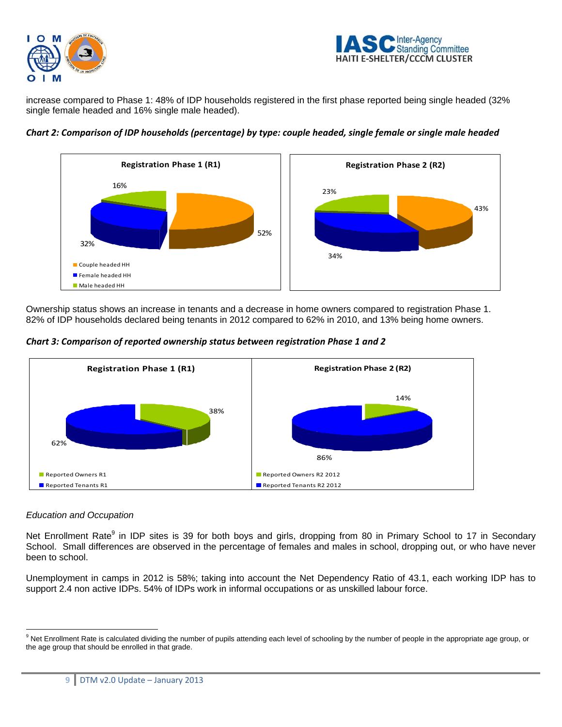increase compared to Phase 1: 48% of IDP households registered in the first phase reported being single headed (32% single female headed and 16% single male headed).

*Chart 2: Comparison of IDP households (percentage) by type: couple headed, single female or single male headed*

**Registration Phase 1 (R1)**

- Couple headed HH: 52%
- Female headed HH: 32%
- Male headed HH: 16%

**Registration Phase 2 (R2)**

- 43%
- 34%
- 23%

Ownership status shows an increase in tenants and a decrease in home owners compared to registration Phase 1. 82% of IDP households declared being tenants in 2012 compared to 62% in 2010, and 13% being home owners.

*Chart 3: Comparison of reported ownership status between registration Phase 1 and 2*

**Registration Phase 1 (R1)**

- Reported Owners R1: 38%
- Reported Tenants R1: 62%

**Registration Phase 2 (R2)**

- Reported Owners R2 2012: 14%
- Reported Tenants R2 2012: 86%

*Education and Occupation*

Net Enrollment Rate[9] in IDP sites is 39 for both boys and girls, dropping from 80 in Primary School to 17 in Secondary School. Small differences are observed in the percentage of females and males in school, dropping out, or who have never been to school.

Unemployment in camps in 2012 is 58%; taking into account the Net Dependency Ratio of 43.1, each working IDP has to support 2.4 non active IDPs. 54% of IDPs work in informal occupations or as unskilled labour force.

---

[9] Net Enrollment Rate is calculated dividing the number of pupils attending each level of schooling by the number of people in the appropriate age group, or the age group that should be enrolled in that grade.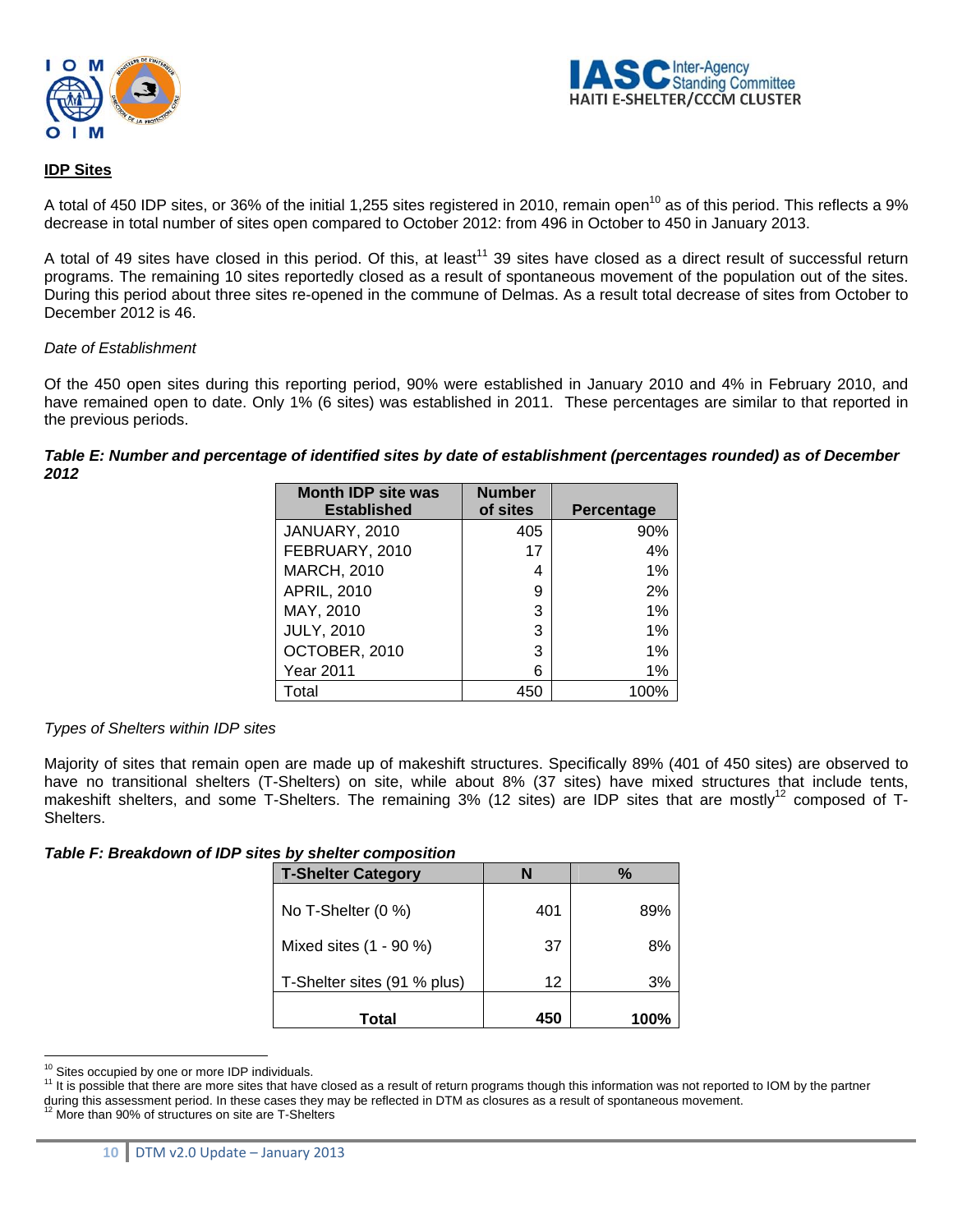## IDP Sites

A total of 450 IDP sites, or 36% of the initial 1,255 sites registered in 2010, remain open[10] as of this period. This reflects a 9% decrease in total number of sites open compared to October 2012: from 496 in October to 450 in January 2013.

A total of 49 sites have closed in this period. Of this, at least[11] 39 sites have closed as a direct result of successful return programs. The remaining 10 sites reportedly closed as a result of spontaneous movement of the population out of the sites. During this period about three sites re-opened in the commune of Delmas. As a result total decrease of sites from October to December 2012 is 46.

*Date of Establishment*

Of the 450 open sites during this reporting period, 90% were established in January 2010 and 4% in February 2010, and have remained open to date. Only 1% (6 sites) was established in 2011. These percentages are similar to that reported in the previous periods.

***Table E: Number and percentage of identified sites by date of establishment (percentages rounded) as of December 2012***

| Month IDP site was Established | Number of sites | Percentage |
|---|---|---|
| JANUARY, 2010 | 405 | 90% |
| FEBRUARY, 2010 | 17 | 4% |
| MARCH, 2010 | 4 | 1% |
| APRIL, 2010 | 9 | 2% |
| MAY, 2010 | 3 | 1% |
| JULY, 2010 | 3 | 1% |
| OCTOBER, 2010 | 3 | 1% |
| Year 2011 | 6 | 1% |
| Total | 450 | 100% |

*Types of Shelters within IDP sites*

Majority of sites that remain open are made up of makeshift structures. Specifically 89% (401 of 450 sites) are observed to have no transitional shelters (T-Shelters) on site, while about 8% (37 sites) have mixed structures that include tents, makeshift shelters, and some T-Shelters. The remaining 3% (12 sites) are IDP sites that mostly[12] composed of T-Shelters.

***Table F: Breakdown of IDP sites by shelter composition***

| T-Shelter Category | N | % |
|---|---|---|
| No T-Shelter (0 %) | 401 | 89% |
| Mixed sites (1 - 90 %) | 37 | 8% |
| T-Shelter sites (91 % plus) | 12 | 3% |
| **Total** | **450** | **100%** |

---

[10] Sites occupied by one or more IDP individuals.

[11] It is possible that there are more sites that have closed as a result of return programs though this information was not reported to IOM by the partner during this assessment period. In these cases they may be reflected in DTM as closures as a result of spontaneous movement.

[12] More than 90% of structures on site are T-Shelters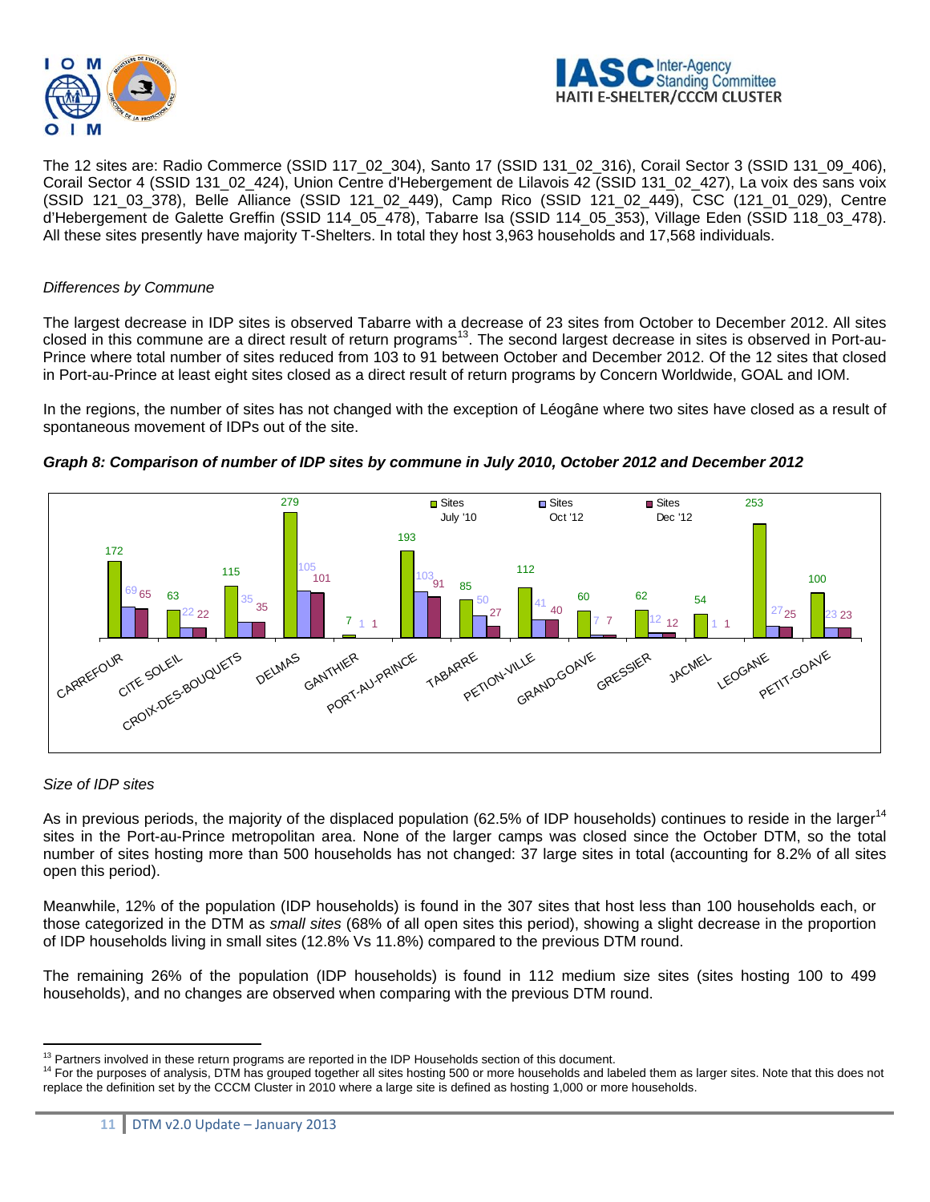The 12 sites are: Radio Commerce (SSID 117_02_304), Santo 17 (SSID 131_02_316), Corail Sector 3 (SSID 131_09_406), Corail Sector 4 (SSID 131_02_424), Union Centre d'Hebergement de Lilavois 42 (SSID 131_02_427), La voix des sans voix (SSID 121_03_378), Belle Alliance (SSID 121_02_449), Camp Rico (SSID 121_02_449), CSC (121_01_029), Centre d'Hebergement de Galette Greffin (SSID 114_05_478), Tabarre Isa (SSID 114_05_353), Village Eden (SSID 118_03_478). All these sites presently have majority T-Shelters. In total they host 3,963 households and 17,568 individuals.

*Differences by Commune*

The largest decrease in IDP sites is observed Tabarre with a decrease of 23 sites from October to December 2012. All sites closed in this commune are a direct result of return programs[13]. The second largest decrease in sites is observed in Port-au-Prince where total number of sites reduced from 103 to 91 between October and December 2012. Of the 12 sites that closed in Port-au-Prince at least eight sites closed as a direct result of return programs by Concern Worldwide, GOAL and IOM.

In the regions, the number of sites has not changed with the exception of Léogâne where two sites have closed as a result of spontaneous movement of IDPs out of the site.

***Graph 8: Comparison of number of IDP sites by commune in July 2010, October 2012 and December 2012***

| Commune | Sites July '10 | Sites Oct '12 | Sites Dec '12 |
|---|---|---|---|
| CARREFOUR | 172 | 69 | 65 |
| CITE SOLEIL | 63 | 22 | 22 |
| CROIX-DES-BOUQUETS | 115 | 35 | 35 |
| DELMAS | 279 | 105 | 101 |
| GANTHIER | 7 | 1 | 1 |
| PORT-AU-PRINCE | 193 | 103 | 91 |
| TABARRE | 85 | 50 | 27 |
| PETION-VILLE | 112 | 41 | 40 |
| GRAND-GOAVE | 60 | 7 | 7 |
| GRESSIER | 62 | 12 | 12 |
| JACMEL | 54 | 1 | 1 |
| LEOGANE | 253 | 27 | 25 |
| PETIT-GOAVE | 100 | 23 | 23 |

*Size of IDP sites*

As in previous periods, the majority of the displaced population (62.5% of IDP households) continues to reside in the larger[14] sites in the Port-au-Prince metropolitan area. None of the larger camps was closed since the October DTM, so the total number of sites hosting more than 500 households has not changed: 37 large sites in total (accounting for 8.2% of all sites open this period).

Meanwhile, 12% of the population (IDP households) is found in the 307 sites that host less than 100 households each, or those categorized in the DTM as *small sites* (68% of all open sites this period), showing a slight decrease in the proportion of IDP households living in small sites (12.8% Vs 11.8%) compared to the previous DTM round.

The remaining 26% of the population (IDP households) is found in 112 medium size sites (sites hosting 100 to 499 households), and no changes are observed when comparing with the previous DTM round.

[13] Partners involved in these return programs are reported in the IDP Households section of this document.

[14] For the purposes of analysis, DTM has grouped together all sites hosting 500 or more households and labeled them as larger sites. Note that this does not replace the definition set by the CCCM Cluster in 2010 where a large site is defined as hosting 1,000 or more households.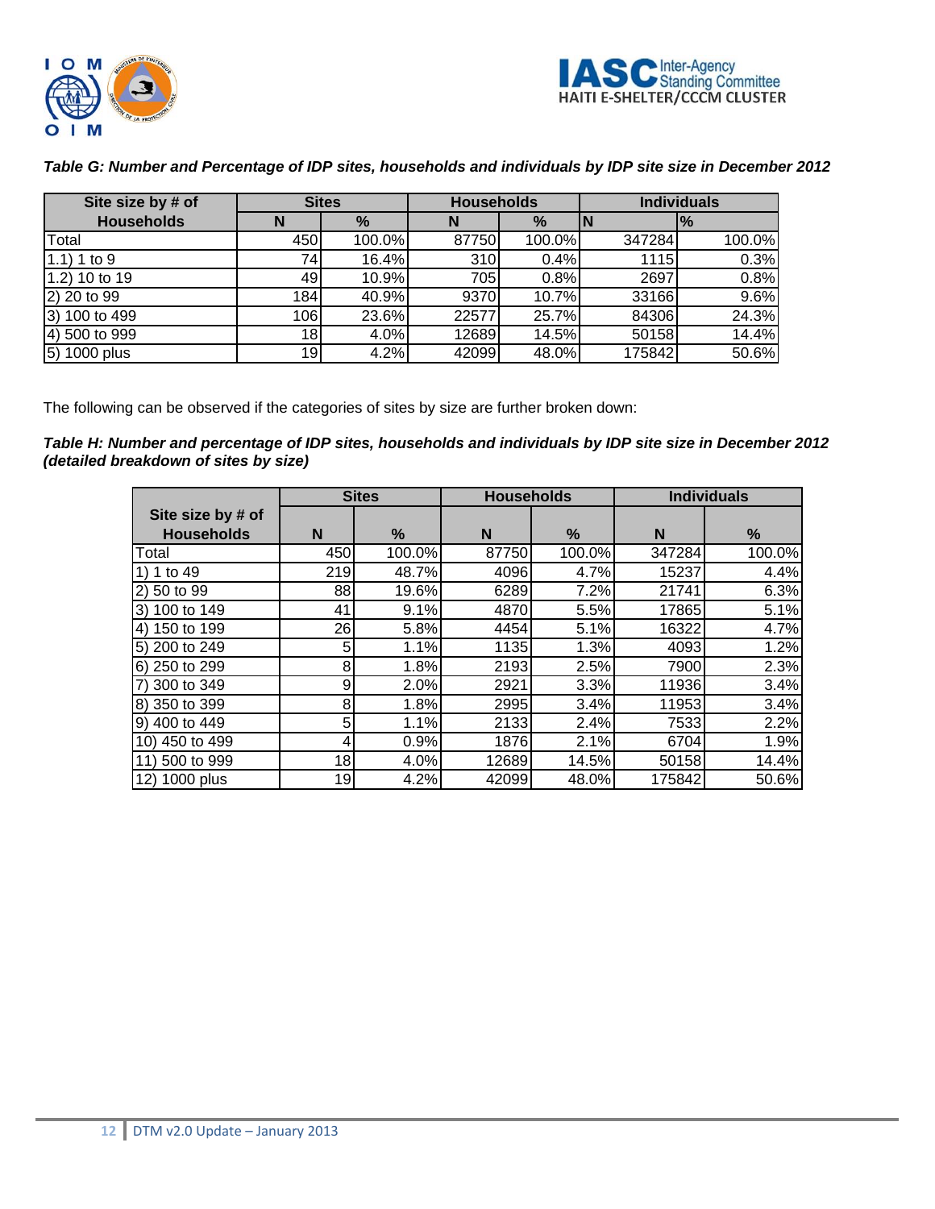*Table G: Number and Percentage of IDP sites, households and individuals by IDP site size in December 2012*

| Site size by # of Households | Sites | | Households | | Individuals | |
|---|---|---|---|---|---|---|
| | N | % | N | % | N | % |
| Total | 450 | 100.0% | 87750 | 100.0% | 347284 | 100.0% |
| 1.1) 1 to 9 | 74 | 16.4% | 310 | 0.4% | 1115 | 0.3% |
| 1.2) 10 to 19 | 49 | 10.9% | 705 | 0.8% | 2697 | 0.8% |
| 2) 20 to 99 | 184 | 40.9% | 9370 | 10.7% | 33166 | 9.6% |
| 3) 100 to 499 | 106 | 23.6% | 22577 | 25.7% | 84306 | 24.3% |
| 4) 500 to 999 | 18 | 4.0% | 12689 | 14.5% | 50158 | 14.4% |
| 5) 1000 plus | 19 | 4.2% | 42099 | 48.0% | 175842 | 50.6% |

The following can be observed if the categories of sites by size are further broken down:

*Table H: Number and percentage of IDP sites, households and individuals by IDP site size in December 2012 (detailed breakdown of sites by size)*

| Site size by # of Households | Sites | | Households | | Individuals | |
|---|---|---|---|---|---|---|
| | N | % | N | % | N | % |
| Total | 450 | 100.0% | 87750 | 100.0% | 347284 | 100.0% |
| 1) 1 to 49 | 219 | 48.7% | 4096 | 4.7% | 15237 | 4.4% |
| 2) 50 to 99 | 88 | 19.6% | 6289 | 7.2% | 21741 | 6.3% |
| 3) 100 to 149 | 41 | 9.1% | 4870 | 5.5% | 17865 | 5.1% |
| 4) 150 to 199 | 26 | 5.8% | 4454 | 5.1% | 16322 | 4.7% |
| 5) 200 to 249 | 5 | 1.1% | 1135 | 1.3% | 4093 | 1.2% |
| 6) 250 to 299 | 8 | 1.8% | 2193 | 2.5% | 7900 | 2.3% |
| 7) 300 to 349 | 9 | 2.0% | 2921 | 3.3% | 11936 | 3.4% |
| 8) 350 to 399 | 8 | 1.8% | 2995 | 3.4% | 11953 | 3.4% |
| 9) 400 to 449 | 5 | 1.1% | 2133 | 2.4% | 7533 | 2.2% |
| 10) 450 to 499 | 4 | 0.9% | 1876 | 2.1% | 6704 | 1.9% |
| 11) 500 to 999 | 18 | 4.0% | 12689 | 14.5% | 50158 | 14.4% |
| 12) 1000 plus | 19 | 4.2% | 42099 | 48.0% | 175842 | 50.6% |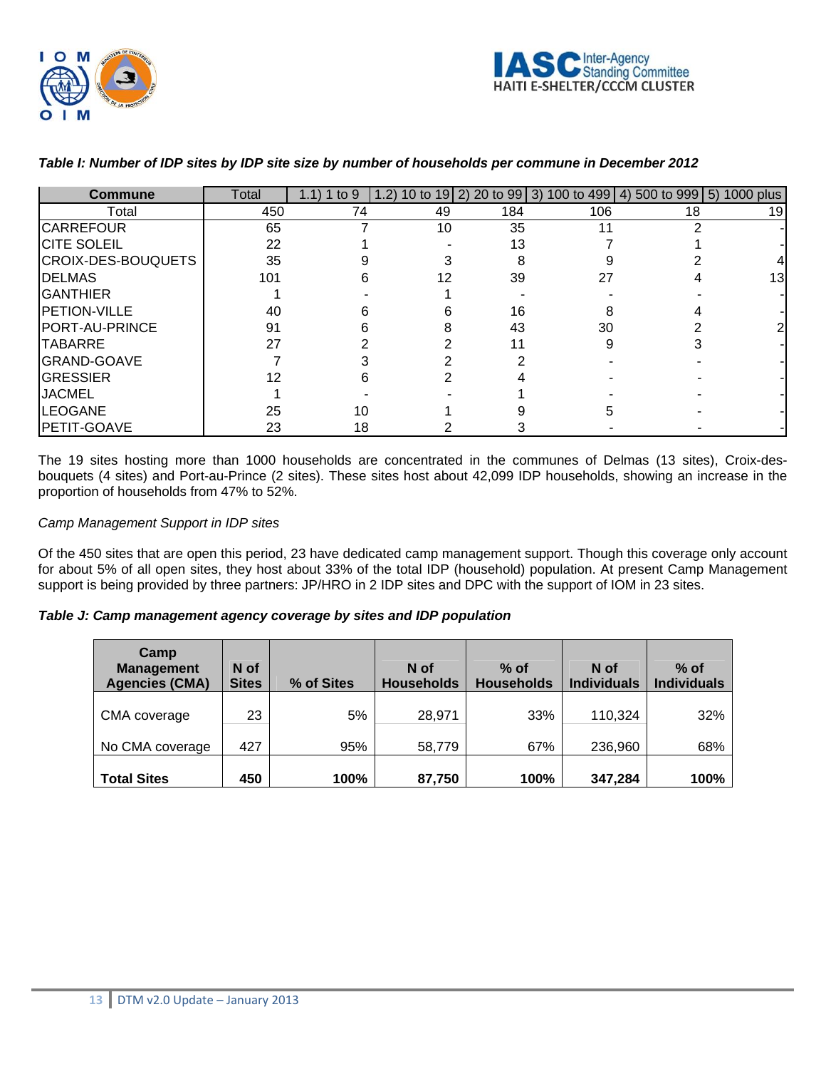*Table I: Number of IDP sites by IDP site size by number of households per commune in December 2012*

| Commune | Total | 1.1) 1 to 9 | 1.2) 10 to 19 | 2) 20 to 99 | 3) 100 to 499 | 4) 500 to 999 | 5) 1000 plus |
|---|---|---|---|---|---|---|---|
| Total | 450 | 74 | 49 | 184 | 106 | 18 | 19 |
| CARREFOUR | 65 | 7 | 10 | 35 | 11 | 2 | - |
| CITE SOLEIL | 22 | 1 | - | 13 | 7 | 1 | - |
| CROIX-DES-BOUQUETS | 35 | 9 | 3 | 8 | 9 | 2 | 4 |
| DELMAS | 101 | 6 | 12 | 39 | 27 | 4 | 13 |
| GANTHIER | 1 | - | 1 | - | - | - | - |
| PETION-VILLE | 40 | 6 | 6 | 16 | 8 | 4 | - |
| PORT-AU-PRINCE | 91 | 6 | 8 | 43 | 30 | 2 | 2 |
| TABARRE | 27 | 2 | 2 | 11 | 9 | 3 | - |
| GRAND-GOAVE | 7 | 3 | 2 | 2 | - | - | - |
| GRESSIER | 12 | 6 | 2 | 4 | - | - | - |
| JACMEL | 1 | - | - | 1 | - | - | - |
| LEOGANE | 25 | 10 | 1 | 9 | 5 | - | - |
| PETIT-GOAVE | 23 | 18 | 2 | 3 | - | - | - |

The 19 sites hosting more than 1000 households are concentrated in the communes of Delmas (13 sites), Croix-des-bouquets (4 sites) and Port-au-Prince (2 sites). These sites host about 42,099 IDP households, showing an increase in the proportion of households from 47% to 52%.

*Camp Management Support in IDP sites*

Of the 450 sites that are open this period, 23 have dedicated camp management support. Though this coverage only account for about 5% of all open sites, they host about 33% of the total IDP (household) population. At present Camp Management support is being provided by three partners: JP/HRO in 2 IDP sites and DPC with the support of IOM in 23 sites.

***Table J: Camp management agency coverage by sites and IDP population***

| Camp Management Agencies (CMA) | N of Sites | % of Sites | N of Households | % of Households | N of Individuals | % of Individuals |
|---|---|---|---|---|---|---|
| CMA coverage | 23 | 5% | 28,971 | 33% | 110,324 | 32% |
| No CMA coverage | 427 | 95% | 58,779 | 67% | 236,960 | 68% |
| **Total Sites** | **450** | **100%** | **87,750** | **100%** | **347,284** | **100%** |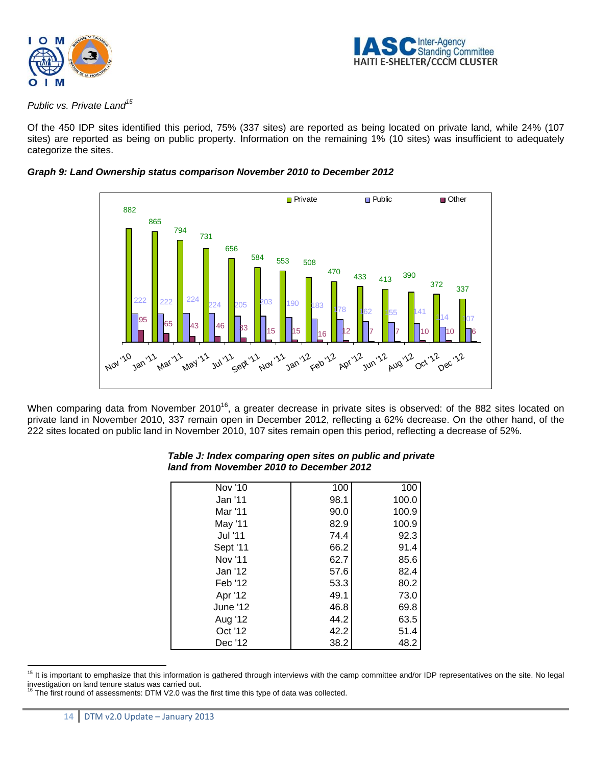*Public vs. Private Land*[15]

Of the 450 IDP sites identified this period, 75% (337 sites) are reported as being located on private land, while 24% (107 sites) are reported as being on public property. Information on the remaining 1% (10 sites) was insufficient to adequately categorize the sites.

***Graph 9: Land Ownership status comparison November 2010 to December 2012***

| | Private | Public | Other |
|---|---|---|---|
| Nov '10 | 882 | 222 | 95 |
| Jan '11 | 865 | 222 | 65 |
| Mar '11 | 794 | 224 | 43 |
| May '11 | 731 | 224 | 46 |
| Jul '11 | 656 | 205 | 33 |
| Sept '11 | 584 | 203 | 15 |
| Nov '11 | 553 | 190 | 15 |
| Jan '12 | 508 | 183 | 16 |
| Feb '12 | 470 | 178 | 12 |
| Apr '12 | 433 | 162 | 7 |
| Jun '12 | 413 | 155 | 7 |
| Aug '12 | 390 | 141 | 10 |
| Oct '12 | 372 | 114 | 10 |
| Dec '12 | 337 | 107 | 6 |

When comparing data from November 2010[16], a greater decrease in private sites is observed: of the 882 sites located on private land in November 2010, 337 remain open in December 2012, reflecting a 62% decrease. On the other hand, of the 222 sites located on public land in November 2010, 107 sites remain open this period, reflecting a decrease of 52%.

***Table J: Index comparing open sites on public and private land from November 2010 to December 2012***

| | | |
|---|---|---|
| Nov '10 | 100 | 100 |
| Jan '11 | 98.1 | 100.0 |
| Mar '11 | 90.0 | 100.9 |
| May '11 | 82.9 | 100.9 |
| Jul '11 | 74.4 | 92.3 |
| Sept '11 | 66.2 | 91.4 |
| Nov '11 | 62.7 | 85.6 |
| Jan '12 | 57.6 | 82.4 |
| Feb '12 | 53.3 | 80.2 |
| Apr '12 | 49.1 | 73.0 |
| June '12 | 46.8 | 69.8 |
| Aug '12 | 44.2 | 63.5 |
| Oct '12 | 42.2 | 51.4 |
| Dec '12 | 38.2 | 48.2 |

[15] It is important to emphasize that this information is gathered through interviews with the camp committee and/or IDP representatives on the site. No legal investigation on land tenure status was carried out.

[16] The first round of assessments: DTM V2.0 was the first time this type of data was collected.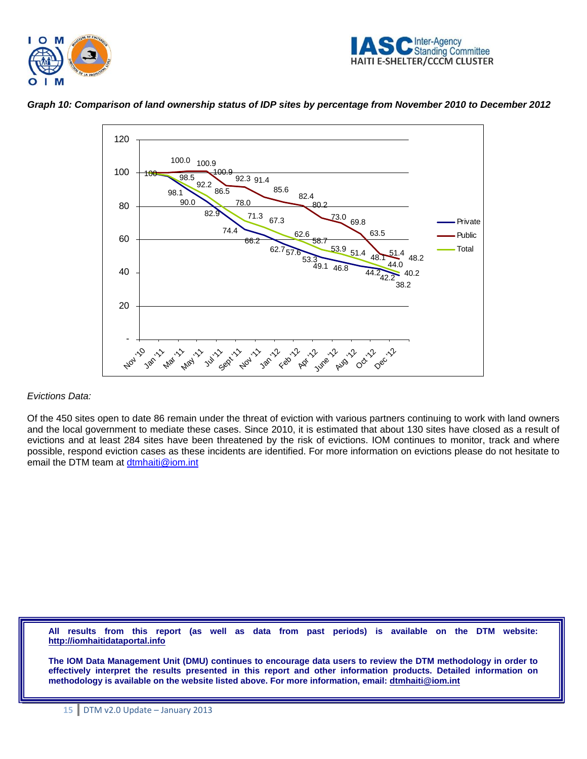*Graph 10: Comparison of land ownership status of IDP sites by percentage from November 2010 to December 2012*

120
100
80
60
40
20
-

100
100.0
100.9
100.9
98.5
98.1
92.2
90.0
86.5
92.3
91.4
82.9
78.0
85.6
82.4
80.2
74.4
71.3
67.3
66.2
62.6
62.7
58.7
57.6
53.3
53.9
51.4
49.1
46.8
73.0
69.8
63.5
48.1
51.4
48.2
44.0
44.2
42.2
40.2
38.2

Nov '10, Jan '11, Mar '11, May '11, Jul '11, Sept '11, Nov '11, Jan '12, Feb '12, Apr '12, June '12, Aug '12, Oct '12, Dec '12

Private
Public
Total

*Evictions Data:*

Of the 450 sites open to date 86 remain under the threat of eviction with various partners continuing to work with land owners and the local government to mediate these cases. Since 2010, it is estimated that about 130 sites have closed as a result of evictions and at least 284 sites have been threatened by the risk of evictions. IOM continues to monitor, track and where possible, respond eviction cases as these incidents are identified. For more information on evictions please do not hesitate to email the DTM team at dtmhaiti@iom.int

**All results from this report (as well as data from past periods) is available on the DTM website: http://iomhaitidataportal.info**

**The IOM Data Management Unit (DMU) continues to encourage data users to review the DTM methodology in order to effectively interpret the results presented in this report and other information products. Detailed information on methodology is available on the website listed above. For more information, email: dtmhaiti@iom.int**